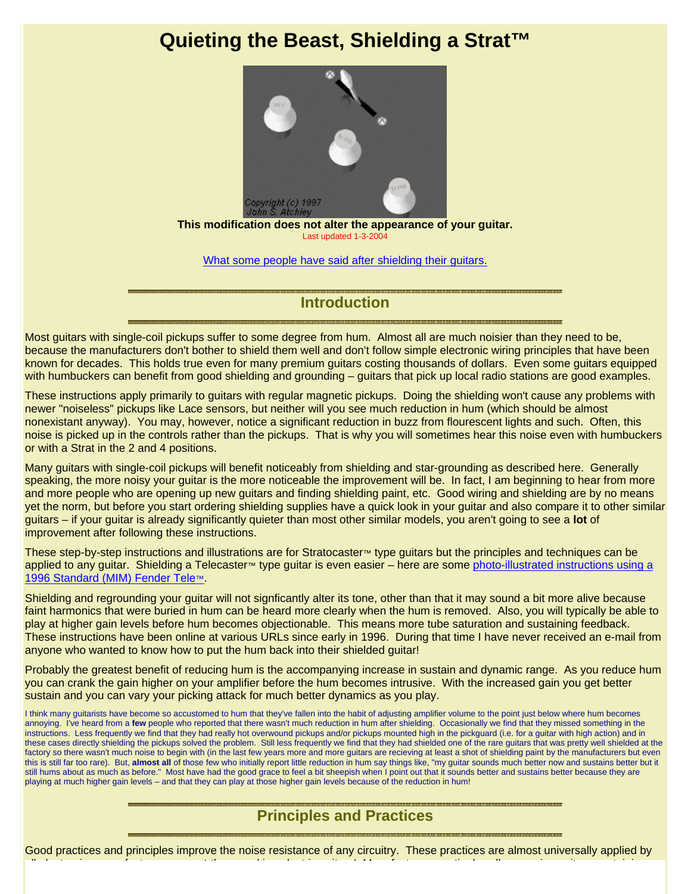# Quieting the Beast, Shielding a Strat™

**This modification does not alter the appearance of your guitar.**

Last updated 1-3-2004

[What some people have said after shielding their guitars.]

## Introduction

Most guitars with single-coil pickups suffer to some degree from hum. Almost all are much noisier than they need to be, because the manufacturers don't bother to shield them well and don't follow simple electronic wiring principles that have been known for decades. This holds true even for many premium guitars costing thousands of dollars. Even some guitars equipped with humbuckers can benefit from good shielding and grounding – guitars that pick up local radio stations are good examples.

These instructions apply primarily to guitars with regular magnetic pickups. Doing the shielding won't cause any problems with newer "noiseless" pickups like Lace sensors, but neither will you see much reduction in hum (which should be almost nonexistant anyway). You may, however, notice a significant reduction in buzz from flourescent lights and such. Often, this noise is picked up in the controls rather than the pickups. That is why you will sometimes hear this noise even with humbuckers or with a Strat in the 2 and 4 positions.

Many guitars with single-coil pickups will benefit noticeably from shielding and star-grounding as described here. Generally speaking, the more noisy your guitar is the more noticeable the improvement will be. In fact, I am beginning to hear from more and more people who are opening up new guitars and finding shielding paint, etc. Good wiring and shielding are by no means yet the norm, but before you start ordering shielding supplies have a quick look in your guitar and also compare it to other similar guitars – if your guitar is already significantly quieter than most other similar models, you aren't going to see a **lot** of improvement after following these instructions.

These step-by-step instructions and illustrations are for Stratocaster™ type guitars but the principles and techniques can be applied to any guitar. Shielding a Telecaster™ type guitar is even easier – here are some [photo-illustrated instructions using a 1996 Standard (MIM) Fender Tele™].

Shielding and regrounding your guitar will not signficantly alter its tone, other than that it may sound a bit more alive because faint harmonics that were buried in hum can be heard more clearly when the hum is removed. Also, you will typically be able to play at higher gain levels before hum becomes objectionable. This means more tube saturation and sustaining feedback. These instructions have been online at various URLs since early in 1996. During that time I have never received an e-mail from anyone who wanted to know how to put the hum back into their shielded guitar!

Probably the greatest benefit of reducing hum is the accompanying increase in sustain and dynamic range. As you reduce hum you can crank the gain higher on your amplifier before the hum becomes intrusive. With the increased gain you get better sustain and you can vary your picking attack for much better dynamics as you play.

I think many guitarists have become so accustomed to hum that they've fallen into the habit of adjusting amplifier volume to the point just below where hum becomes annoying. I've heard from a **few** people who reported that there wasn't much reduction in hum after shielding. Occasionally we find that they missed something in the instructions. Less frequently we find that they had really hot overwound pickups and/or pickups mounted high in the pickguard (i.e. for a guitar with high action) and in these cases directly shielding the pickups solved the problem. Still less frequently we find that they had shielded one of the rare guitars that was pretty well shielded at the factory so there wasn't much noise to begin with (in the last few years more and more guitars are recieving at least a shot of shielding paint by the manufacturers but even this is still far too rare). But, **almost all** of those few who initially report little reduction in hum say things like, "my guitar sounds much better now and sustains better but it still hums about as much as before." Most have had the good grace to feel a bit sheepish when I point out that it sounds better and sustains better because they are playing at much higher gain levels – and that they can play at those higher gain levels because of the reduction in hum!

## Principles and Practices

Good practices and principles improve the noise resistance of any circuitry. These practices are almost universally applied by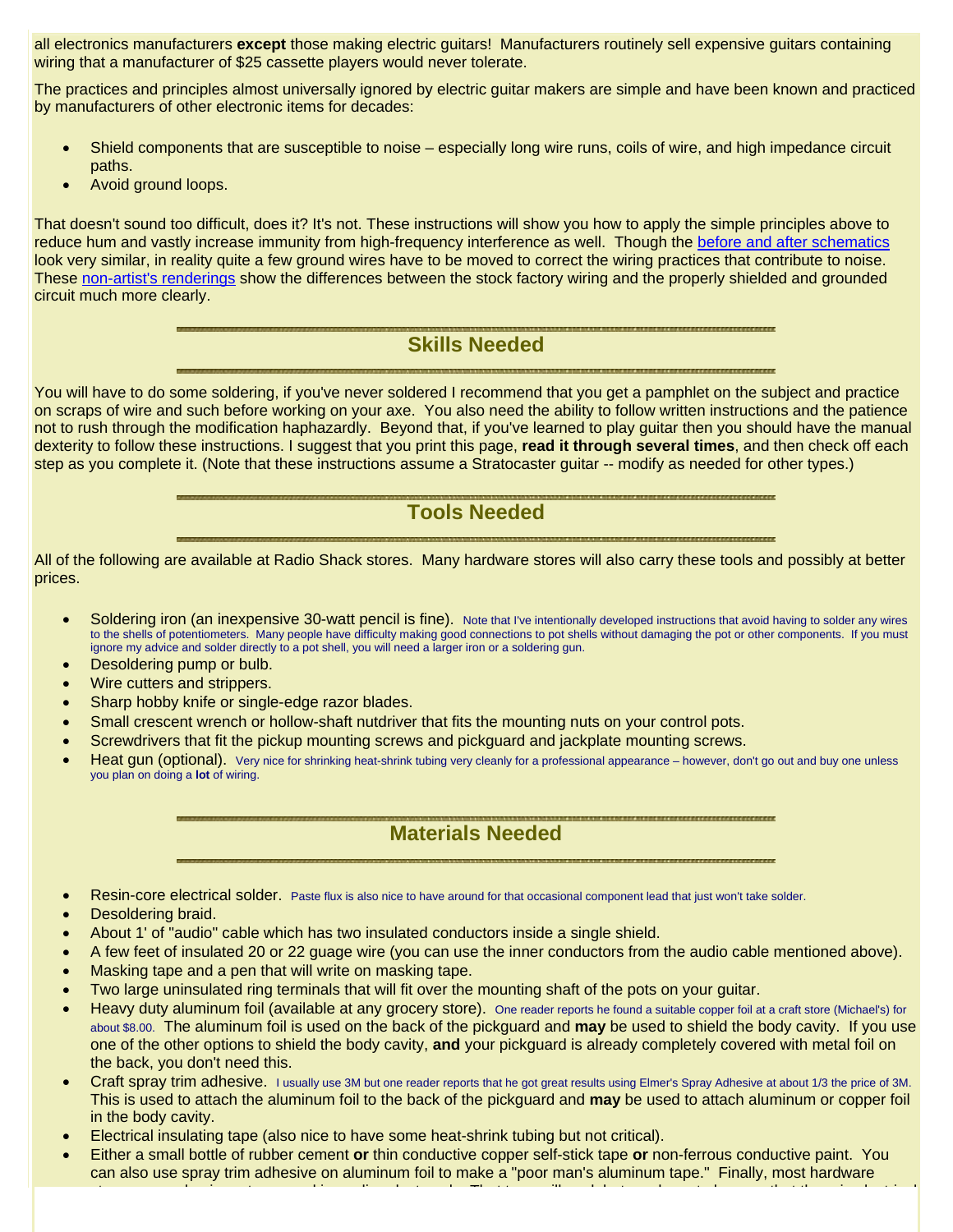all electronics manufacturers **except** those making electric guitars! Manufacturers routinely sell expensive guitars containing wiring that a manufacturer of $25 cassette players would never tolerate.

The practices and principles almost universally ignored by electric guitar makers are simple and have been known and practiced by manufacturers of other electronic items for decades:

- Shield components that are susceptible to noise – especially long wire runs, coils of wire, and high impedance circuit paths.
- Avoid ground loops.

That doesn't sound too difficult, does it? It's not. These instructions will show you how to apply the simple principles above to reduce hum and vastly increase immunity from high-frequency interference as well. Though the before and after schematics look very similar, in reality quite a few ground wires have to be moved to correct the wiring practices that contribute to noise. These non-artist's renderings show the differences between the stock factory wiring and the properly shielded and grounded circuit much more clearly.

## Skills Needed

You will have to do some soldering, if you've never soldered I recommend that you get a pamphlet on the subject and practice on scraps of wire and such before working on your axe. You also need the ability to follow written instructions and the patience not to rush through the modification haphazardly. Beyond that, if you've learned to play guitar then you should have the manual dexterity to follow these instructions. I suggest that you print this page, **read it through several times**, and then check off each step as you complete it. (Note that these instructions assume a Stratocaster guitar -- modify as needed for other types.)

## Tools Needed

All of the following are available at Radio Shack stores. Many hardware stores will also carry these tools and possibly at better prices.

- Soldering iron (an inexpensive 30-watt pencil is fine). Note that I've intentionally developed instructions that avoid having to solder any wires to the shells of potentiometers. Many people have difficulty making good connections to pot shells without damaging the pot or other components. If you must ignore my advice and solder directly to a pot shell, you will need a larger iron or a soldering gun.
- Desoldering pump or bulb.
- Wire cutters and strippers.
- Sharp hobby knife or single-edge razor blades.
- Small crescent wrench or hollow-shaft nutdriver that fits the mounting nuts on your control pots.
- Screwdrivers that fit the pickup mounting screws and pickguard and jackplate mounting screws.
- Heat gun (optional). Very nice for shrinking heat-shrink tubing very cleanly for a professional appearance – however, don't go out and buy one unless you plan on doing a **lot** of wiring.

## Materials Needed

- Resin-core electrical solder. Paste flux is also nice to have around for that occasional component lead that just won't take solder.
- Desoldering braid.
- About 1' of "audio" cable which has two insulated conductors inside a single shield.
- A few feet of insulated 20 or 22 guage wire (you can use the inner conductors from the audio cable mentioned above).
- Masking tape and a pen that will write on masking tape.
- Two large uninsulated ring terminals that will fit over the mounting shaft of the pots on your guitar.
- Heavy duty aluminum foil (available at any grocery store). One reader reports he found a suitable copper foil at a craft store (Michael's) for about $8.00. The aluminum foil is used on the back of the pickguard and **may** be used to shield the body cavity. If you use one of the other options to shield the body cavity, **and** your pickguard is already completely covered with metal foil on the back, you don't need this.
- Craft spray trim adhesive. I usually use 3M but one reader reports that he got great results using Elmer's Spray Adhesive at about 1/3 the price of 3M. This is used to attach the aluminum foil to the back of the pickguard and **may** be used to attach aluminum or copper foil in the body cavity.
- Electrical insulating tape (also nice to have some heat-shrink tubing but not critical).
- Either a small bottle of rubber cement **or** thin conductive copper self-stick tape **or** non-ferrous conductive paint. You can also use spray trim adhesive on aluminum foil to make a "poor man's aluminum tape." Finally, most hardware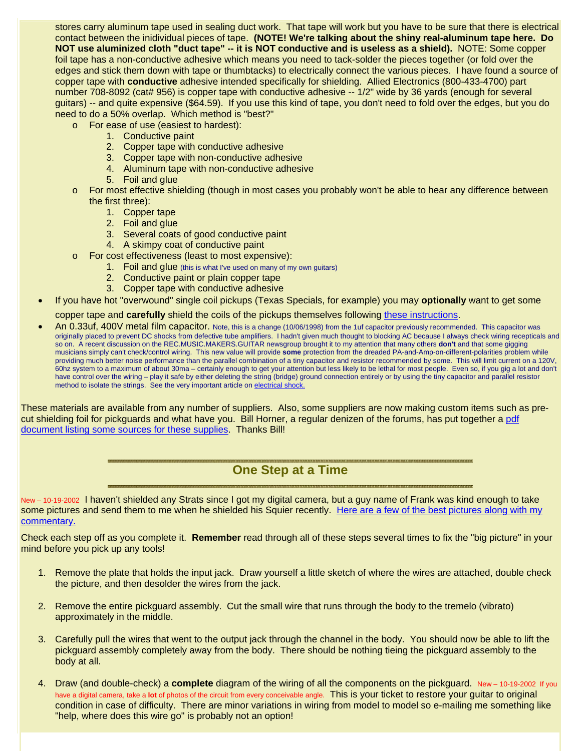stores carry aluminum tape used in sealing duct work. That tape will work but you have to be sure that there is electrical contact between the inidividual pieces of tape. **(NOTE! We're talking about the shiny real-aluminum tape here. Do NOT use aluminized cloth "duct tape" -- it is NOT conductive and is useless as a shield).** NOTE: Some copper foil tape has a non-conductive adhesive which means you need to tack-solder the pieces together (or fold over the edges and stick them down with tape or thumbtacks) to electrically connect the various pieces. I have found a source of copper tape with **conductive** adhesive intended specifically for shielding. Allied Electronics (800-433-4700) part number 708-8092 (cat# 956) is copper tape with conductive adhesive -- 1/2" wide by 36 yards (enough for several guitars) -- and quite expensive ($64.59). If you use this kind of tape, you don't need to fold over the edges, but you do need to do a 50% overlap. Which method is "best?"

- For ease of use (easiest to hardest):
  1. Conductive paint
  2. Copper tape with conductive adhesive
  3. Copper tape with non-conductive adhesive
  4. Aluminum tape with non-conductive adhesive
  5. Foil and glue
- For most effective shielding (though in most cases you probably won't be able to hear any difference between the first three):
  1. Copper tape
  2. Foil and glue
  3. Several coats of good conductive paint
  4. A skimpy coat of conductive paint
- For cost effectiveness (least to most expensive):
  1. Foil and glue (this is what I've used on many of my own guitars)
  2. Conductive paint or plain copper tape
  3. Copper tape with conductive adhesive

- If you have hot "overwound" single coil pickups (Texas Specials, for example) you may **optionally** want to get some copper tape and **carefully** shield the coils of the pickups themselves following these instructions.
- An 0.33uf, 400V metal film capacitor. Note, this is a change (10/06/1998) from the 1uf capacitor previously recommended. This capacitor was originally placed to prevent DC shocks from defective tube amplifiers. I hadn't given much thought to blocking AC because I always check wiring recepticals and so on. A recent discussion on the REC.MUSIC.MAKERS.GUITAR newsgroup brought it to my attention that many others **don't** and that some gigging musicians simply can't check/control wiring. This new value will provide **some** protection from the dreaded PA-and-Amp-on-different-polarities problem while providing much better noise performance than the parallel combination of a tiny capacitor and resistor recommended by some. This will limit current on a 120V, 60hz system to a maximum of about 30ma – certainly enough to get your attention but less likely to be lethal for most people. Even so, if you gig a lot and don't have control over the wiring – play it safe by either deleting the string (bridge) ground connection entirely or by using the tiny capacitor and parallel resistor method to isolate the strings. See the very important article on electrical shock.

These materials are available from any number of suppliers. Also, some suppliers are now making custom items such as pre-cut shielding foil for pickguards and what have you. Bill Horner, a regular denizen of the forums, has put together a pdf document listing some sources for these supplies. Thanks Bill!

## One Step at a Time

New – 10-19-2002 I haven't shielded any Strats since I got my digital camera, but a guy name of Frank was kind enough to take some pictures and send them to me when he shielded his Squier recently. Here are a few of the best pictures along with my commentary.

Check each step off as you complete it. **Remember** read through all of these steps several times to fix the "big picture" in your mind before you pick up any tools!

1. Remove the plate that holds the input jack. Draw yourself a little sketch of where the wires are attached, double check the picture, and then desolder the wires from the jack.

2. Remove the entire pickguard assembly. Cut the small wire that runs through the body to the tremelo (vibrato) approximately in the middle.

3. Carefully pull the wires that went to the output jack through the channel in the body. You should now be able to lift the pickguard assembly completely away from the body. There should be nothing tieing the pickguard assembly to the body at all.

4. Draw (and double-check) a **complete** diagram of the wiring of all the components on the pickguard. New – 10-19-2002 If you have a digital camera, take a **lot** of photos of the circuit from every conceivable angle. This is your ticket to restore your guitar to original condition in case of difficulty. There are minor variations in wiring from model to model so e-mailing me something like "help, where does this wire go" is probably not an option!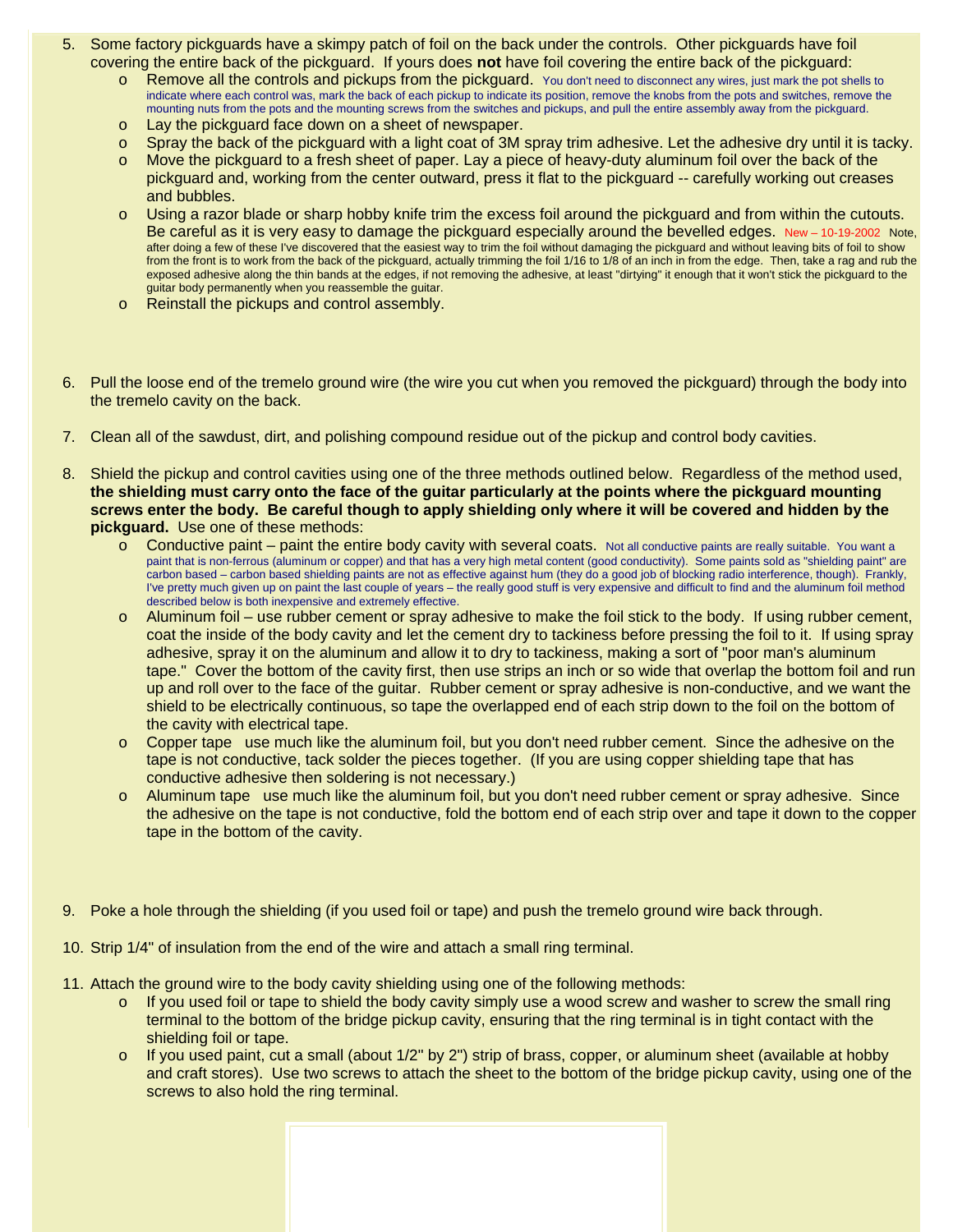5. Some factory pickguards have a skimpy patch of foil on the back under the controls. Other pickguards have foil covering the entire back of the pickguard. If yours does **not** have foil covering the entire back of the pickguard:
   - Remove all the controls and pickups from the pickguard. You don't need to disconnect any wires, just mark the pot shells to indicate where each control was, mark the back of each pickup to indicate its position, remove the knobs from the pots and switches, remove the mounting nuts from the pots and the mounting screws from the switches and pickups, and pull the entire assembly away from the pickguard.
   - Lay the pickguard face down on a sheet of newspaper.
   - Spray the back of the pickguard with a light coat of 3M spray trim adhesive. Let the adhesive dry until it is tacky.
   - Move the pickguard to a fresh sheet of paper. Lay a piece of heavy-duty aluminum foil over the back of the pickguard and, working from the center outward, press it flat to the pickguard -- carefully working out creases and bubbles.
   - Using a razor blade or sharp hobby knife trim the excess foil around the pickguard and from within the cutouts. Be careful as it is very easy to damage the pickguard especially around the bevelled edges. New – 10-19-2002 Note, after doing a few of these I've discovered that the easiest way to trim the foil without damaging the pickguard and without leaving bits of foil to show from the front is to work from the back of the pickguard, actually trimming the foil 1/16 to 1/8 of an inch in from the edge. Then, take a rag and rub the exposed adhesive along the thin bands at the edges, if not removing the adhesive, at least "dirtying" it enough that it won't stick the pickguard to the guitar body permanently when you reassemble the guitar.
   - Reinstall the pickups and control assembly.

6. Pull the loose end of the tremelo ground wire (the wire you cut when you removed the pickguard) through the body into the tremelo cavity on the back.

7. Clean all of the sawdust, dirt, and polishing compound residue out of the pickup and control body cavities.

8. Shield the pickup and control cavities using one of the three methods outlined below. Regardless of the method used, **the shielding must carry onto the face of the guitar particularly at the points where the pickguard mounting screws enter the body. Be careful though to apply shielding only where it will be covered and hidden by the pickguard.** Use one of these methods:
   - Conductive paint – paint the entire body cavity with several coats. Not all conductive paints are really suitable. You want a paint that is non-ferrous (aluminum or copper) and that has a very high metal content (good conductivity). Some paints sold as "shielding paint" are carbon based – carbon based shielding paints are not as effective against hum (they do a good job of blocking radio interference, though). Frankly, I've pretty much given up on paint the last couple of years – the really good stuff is very expensive and difficult to find and the aluminum foil method described below is both inexpensive and extremely effective.
   - Aluminum foil – use rubber cement or spray adhesive to make the foil stick to the body. If using rubber cement, coat the inside of the body cavity and let the cement dry to tackiness before pressing the foil to it. If using spray adhesive, spray it on the aluminum and allow it to dry to tackiness, making a sort of "poor man's aluminum tape." Cover the bottom of the cavity first, then use strips an inch or so wide that overlap the bottom foil and run up and roll over to the face of the guitar. Rubber cement or spray adhesive is non-conductive, and we want the shield to be electrically continuous, so tape the overlapped end of each strip down to the foil on the bottom of the cavity with electrical tape.
   - Copper tape use much like the aluminum foil, but you don't need rubber cement. Since the adhesive on the tape is not conductive, tack solder the pieces together. (If you are using copper shielding tape that has conductive adhesive then soldering is not necessary.)
   - Aluminum tape use much like the aluminum foil, but you don't need rubber cement or spray adhesive. Since the adhesive on the tape is not conductive, fold the bottom end of each strip over and tape it down to the copper tape in the bottom of the cavity.

9. Poke a hole through the shielding (if you used foil or tape) and push the tremelo ground wire back through.

10. Strip 1/4" of insulation from the end of the wire and attach a small ring terminal.

11. Attach the ground wire to the body cavity shielding using one of the following methods:
    - If you used foil or tape to shield the body cavity simply use a wood screw and washer to screw the small ring terminal to the bottom of the bridge pickup cavity, ensuring that the ring terminal is in tight contact with the shielding foil or tape.
    - If you used paint, cut a small (about 1/2" by 2") strip of brass, copper, or aluminum sheet (available at hobby and craft stores). Use two screws to attach the sheet to the bottom of the bridge pickup cavity, using one of the screws to also hold the ring terminal.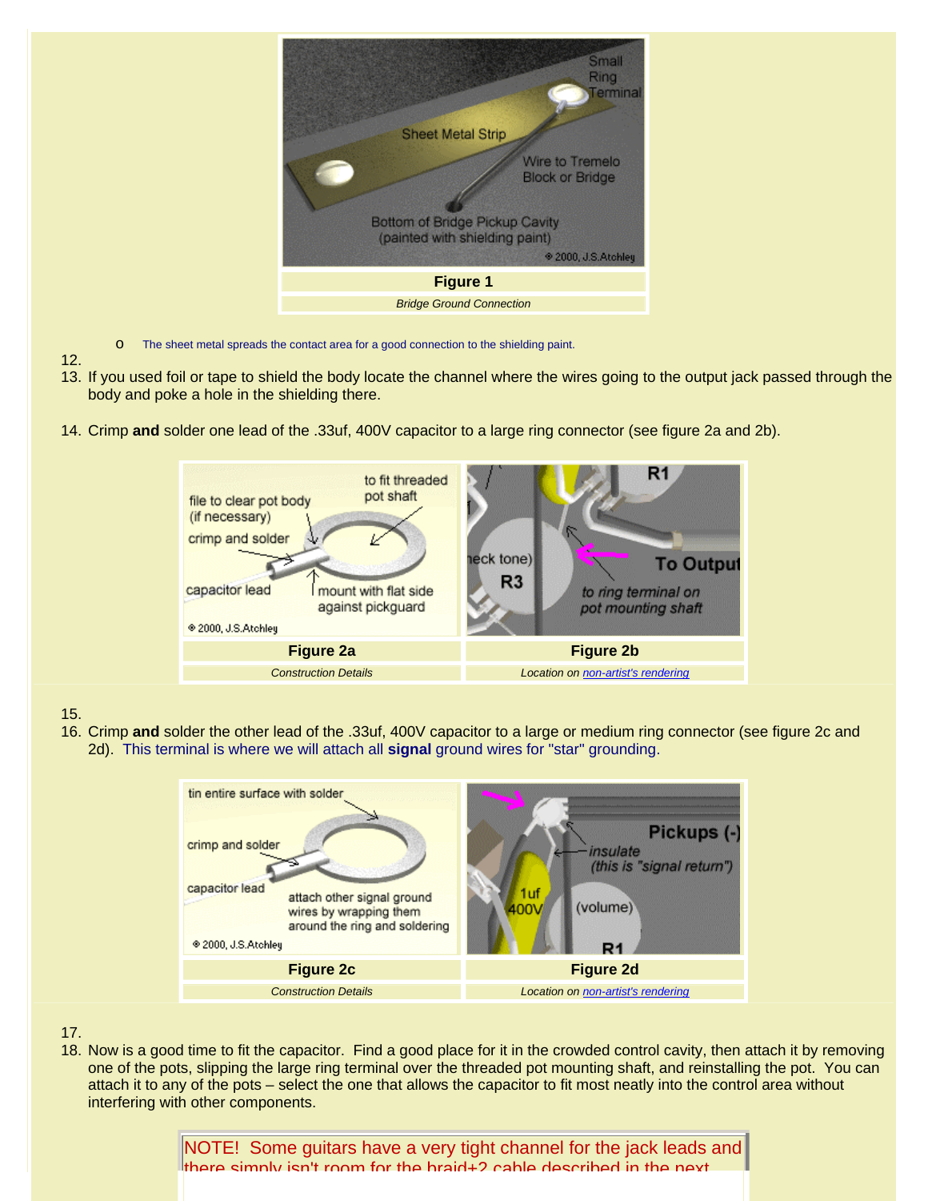**Figure 1**

*Bridge Ground Connection*

- The sheet metal spreads the contact area for a good connection to the shielding paint.

12.
13. If you used foil or tape to shield the body locate the channel where the wires going to the output jack passed through the body and poke a hole in the shielding there.

14. Crimp **and** solder one lead of the .33uf, 400V capacitor to a large ring connector (see figure 2a and 2b).

| **Figure 2a** | **Figure 2b** |
|---|---|
| *Construction Details* | *Location on non-artist's rendering* |

15.
16. Crimp **and** solder the other lead of the .33uf, 400V capacitor to a large or medium ring connector (see figure 2c and 2d). This terminal is where we will attach all **signal** ground wires for "star" grounding.

| **Figure 2c** | **Figure 2d** |
|---|---|
| *Construction Details* | *Location on non-artist's rendering* |

17.
18. Now is a good time to fit the capacitor. Find a good place for it in the crowded control cavity, then attach it by removing one of the pots, slipping the large ring terminal over the threaded pot mounting shaft, and reinstalling the pot. You can attach it to any of the pots – select the one that allows the capacitor to fit most neatly into the control area without interfering with other components.

NOTE! Some guitars have a very tight channel for the jack leads and there simply isn't room for the braid+2 cable described in the next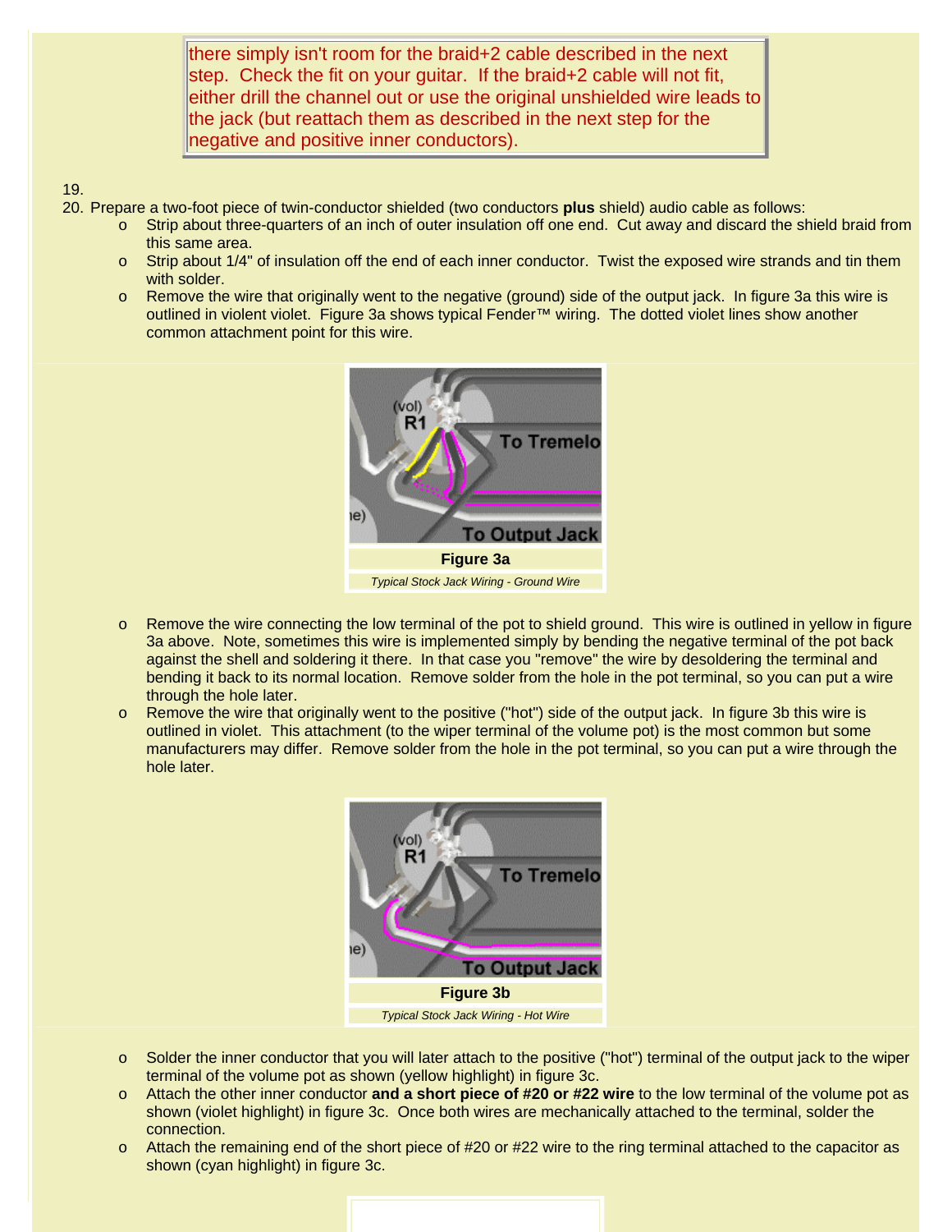there simply isn't room for the braid+2 cable described in the next step. Check the fit on your guitar. If the braid+2 cable will not fit, either drill the channel out or use the original unshielded wire leads to the jack (but reattach them as described in the next step for the negative and positive inner conductors).

19.
20. Prepare a two-foot piece of twin-conductor shielded (two conductors **plus** shield) audio cable as follows:
    - Strip about three-quarters of an inch of outer insulation off one end. Cut away and discard the shield braid from this same area.
    - Strip about 1/4" of insulation off the end of each inner conductor. Twist the exposed wire strands and tin them with solder.
    - Remove the wire that originally went to the negative (ground) side of the output jack. In figure 3a this wire is outlined in violent violet. Figure 3a shows typical Fender™ wiring. The dotted violet lines show another common attachment point for this wire.

**Figure 3a**

*Typical Stock Jack Wiring - Ground Wire*

    - Remove the wire connecting the low terminal of the pot to shield ground. This wire is outlined in yellow in figure 3a above. Note, sometimes this wire is implemented simply by bending the negative terminal of the pot back against the shell and soldering it there. In that case you "remove" the wire by desoldering the terminal and bending it back to its normal location. Remove solder from the hole in the pot terminal, so you can put a wire through the hole later.
    - Remove the wire that originally went to the positive ("hot") side of the output jack. In figure 3b this wire is outlined in violet. This attachment (to the wiper terminal of the volume pot) is the most common but some manufacturers may differ. Remove solder from the hole in the pot terminal, so you can put a wire through the hole later.

**Figure 3b**

*Typical Stock Jack Wiring - Hot Wire*

    - Solder the inner conductor that you will later attach to the positive ("hot") terminal of the output jack to the wiper terminal of the volume pot as shown (yellow highlight) in figure 3c.
    - Attach the other inner conductor **and a short piece of #20 or #22 wire** to the low terminal of the volume pot as shown (violet highlight) in figure 3c. Once both wires are mechanically attached to the terminal, solder the connection.
    - Attach the remaining end of the short piece of #20 or #22 wire to the ring terminal attached to the capacitor as shown (cyan highlight) in figure 3c.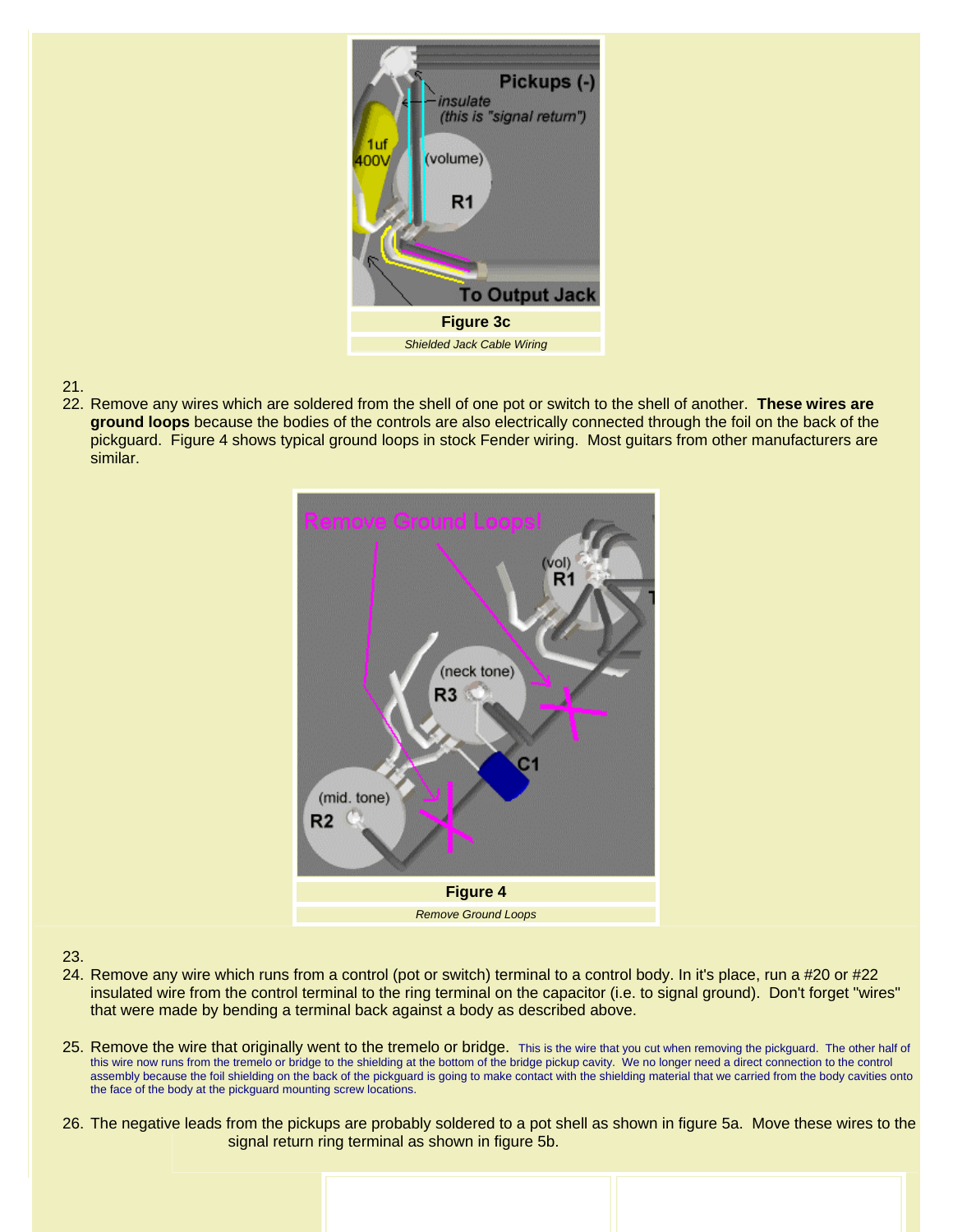**Figure 3c**

*Shielded Jack Cable Wiring*

21.
22. Remove any wires which are soldered from the shell of one pot or switch to the shell of another. **These wires are ground loops** because the bodies of the controls are also electrically connected through the foil on the back of the pickguard. Figure 4 shows typical ground loops in stock Fender wiring. Most guitars from other manufacturers are similar.

**Figure 4**

*Remove Ground Loops*

23.
24. Remove any wire which runs from a control (pot or switch) terminal to a control body. In it's place, run a #20 or #22 insulated wire from the control terminal to the ring terminal on the capacitor (i.e. to signal ground). Don't forget "wires" that were made by bending a terminal back against a body as described above.

25. Remove the wire that originally went to the tremelo or bridge. This is the wire that you cut when removing the pickguard. The other half of this wire now runs from the tremelo or bridge to the shielding at the bottom of the bridge pickup cavity. We no longer need a direct connection to the control assembly because the foil shielding on the back of the pickguard is going to make contact with the shielding material that we carried from the body cavities onto the face of the body at the pickguard mounting screw locations.

26. The negative leads from the pickups are probably soldered to a pot shell as shown in figure 5a. Move these wires to the signal return ring terminal as shown in figure 5b.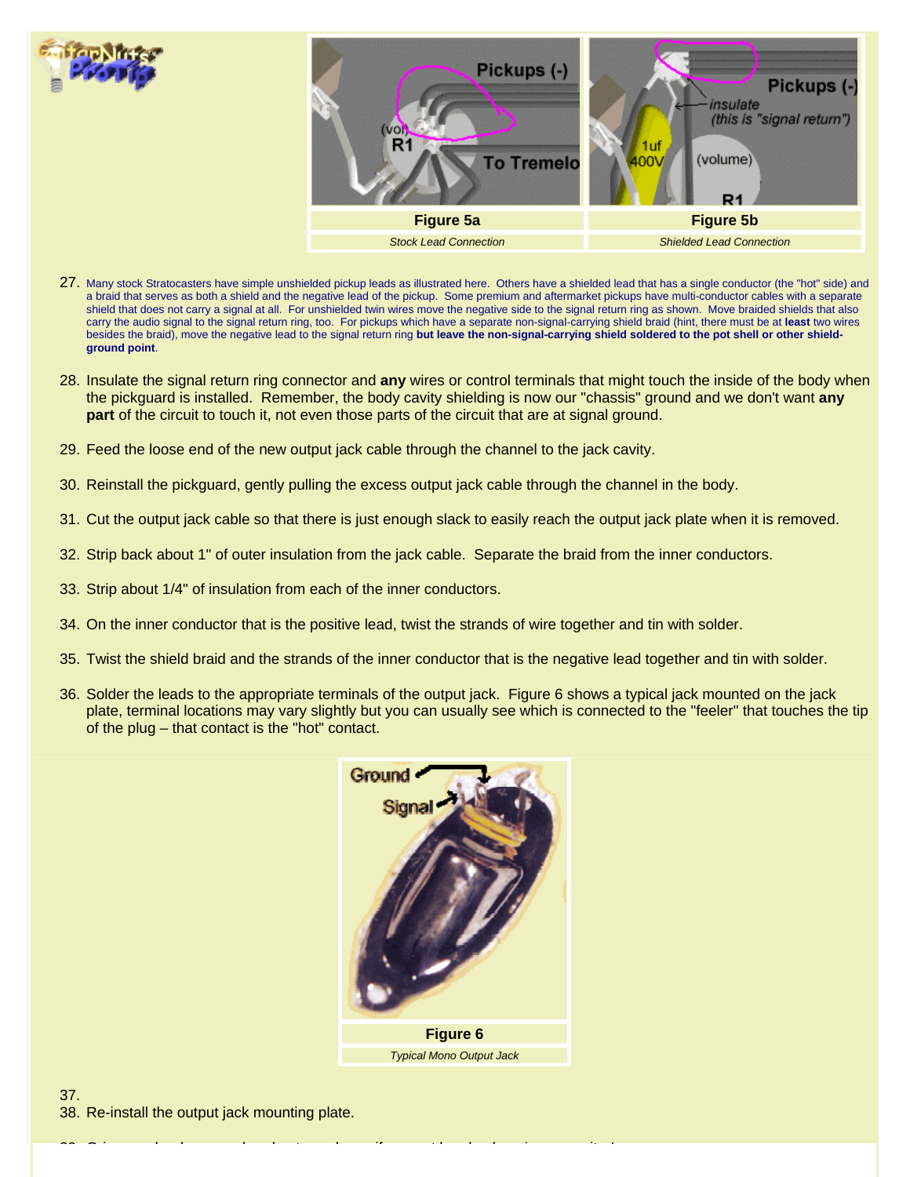Figure 5a

*Stock Lead Connection*

Figure 5b

*Shielded Lead Connection*

27. Many stock Stratocasters have simple unshielded pickup leads as illustrated here. Others have a shielded lead that has a single conductor (the "hot" side) and a braid that serves as both a shield and the negative lead of the pickup. Some premium and aftermarket pickups have multi-conductor cables with a separate shield that does not carry a signal at all. For unshielded twin wires move the negative side to the signal return ring as shown. Move braided shields that also carry the audio signal to the signal return ring, too. For pickups which have a separate non-signal-carrying shield braid (hint, there must be at **least** two wires besides the braid), move the negative lead to the signal return ring **but leave the non-signal-carrying shield soldered to the pot shell or other shield-ground point**.
28. Insulate the signal return ring connector and **any** wires or control terminals that might touch the inside of the body when the pickguard is installed. Remember, the body cavity shielding is now our "chassis" ground and we don't want **any part** of the circuit to touch it, not even those parts of the circuit that are at signal ground.
29. Feed the loose end of the new output jack cable through the channel to the jack cavity.
30. Reinstall the pickguard, gently pulling the excess output jack cable through the channel in the body.
31. Cut the output jack cable so that there is just enough slack to easily reach the output jack plate when it is removed.
32. Strip back about 1" of outer insulation from the jack cable. Separate the braid from the inner conductors.
33. Strip about 1/4" of insulation from each of the inner conductors.
34. On the inner conductor that is the positive lead, twist the strands of wire together and tin with solder.
35. Twist the shield braid and the strands of the inner conductor that is the negative lead together and tin with solder.
36. Solder the leads to the appropriate terminals of the output jack. Figure 6 shows a typical jack mounted on the jack plate, terminal locations may vary slightly but you can usually see which is connected to the "feeler" that touches the tip of the plug – that contact is the "hot" contact.

Figure 6

*Typical Mono Output Jack*

37. 
38. Re-install the output jack mounting plate.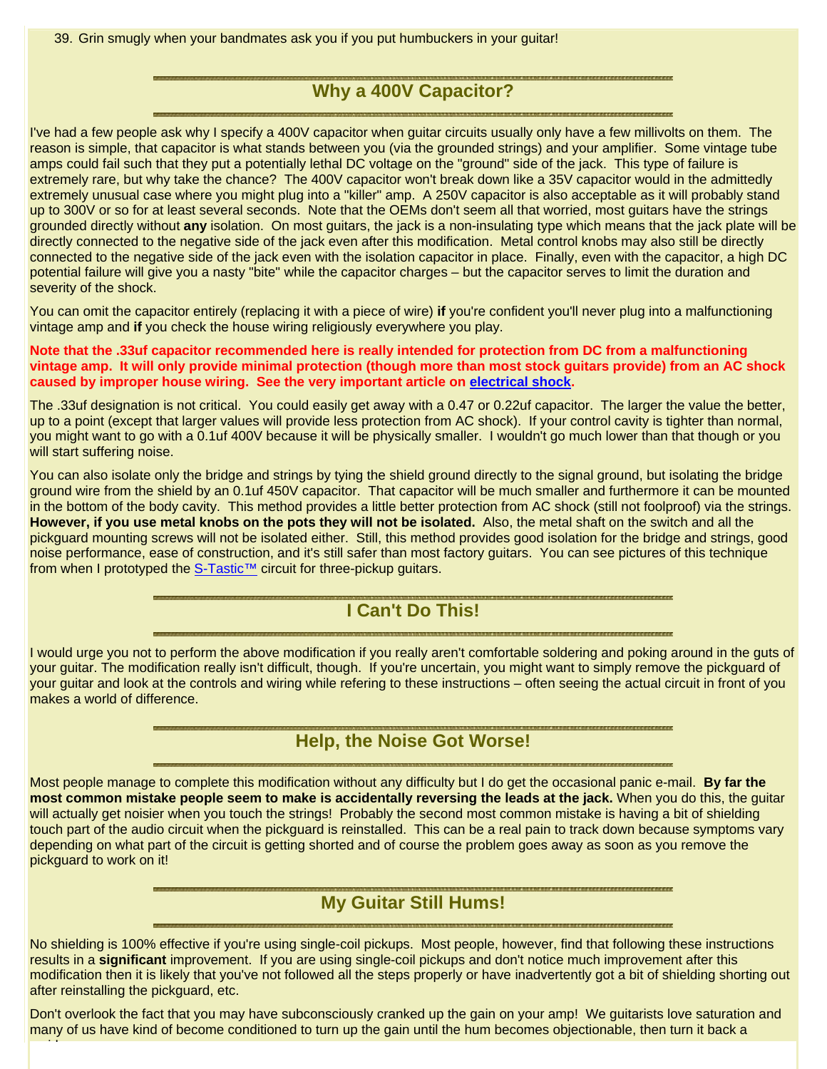39. Grin smugly when your bandmates ask you if you put humbuckers in your guitar!

## Why a 400V Capacitor?

I've had a few people ask why I specify a 400V capacitor when guitar circuits usually only have a few millivolts on them. The reason is simple, that capacitor is what stands between you (via the grounded strings) and your amplifier. Some vintage tube amps could fail such that they put a potentially lethal DC voltage on the "ground" side of the jack. This type of failure is extremely rare, but why take the chance? The 400V capacitor won't break down like a 35V capacitor would in the admittedly extremely unusual case where you might plug into a "killer" amp. A 250V capacitor is also acceptable as it will probably stand up to 300V or so for at least several seconds. Note that the OEMs don't seem all that worried, most guitars have the strings grounded directly without **any** isolation. On most guitars, the jack is a non-insulating type which means that the jack plate will be directly connected to the negative side of the jack even after this modification. Metal control knobs may also still be directly connected to the negative side of the jack even with the isolation capacitor in place. Finally, even with the capacitor, a high DC potential failure will give you a nasty "bite" while the capacitor charges – but the capacitor serves to limit the duration and severity of the shock.

You can omit the capacitor entirely (replacing it with a piece of wire) **if** you're confident you'll never plug into a malfunctioning vintage amp and **if** you check the house wiring religiously everywhere you play.

**Note that the .33uf capacitor recommended here is really intended for protection from DC from a malfunctioning vintage amp. It will only provide minimal protection (though more than most stock guitars provide) from an AC shock caused by improper house wiring. See the very important article on electrical shock.**

The .33uf designation is not critical. You could easily get away with a 0.47 or 0.22uf capacitor. The larger the value the better, up to a point (except that larger values will provide less protection from AC shock). If your control cavity is tighter than normal, you might want to go with a 0.1uf 400V because it will be physically smaller. I wouldn't go much lower than that though or you will start suffering noise.

You can also isolate only the bridge and strings by tying the shield ground directly to the signal ground, but isolating the bridge ground wire from the shield by an 0.1uf 450V capacitor. That capacitor will be much smaller and furthermore it can be mounted in the bottom of the body cavity. This method provides a little better protection from AC shock (still not foolproof) via the strings. **However, if you use metal knobs on the pots they will not be isolated.** Also, the metal shaft on the switch and all the pickguard mounting screws will not be isolated either. Still, this method provides good isolation for the bridge and strings, good noise performance, ease of construction, and it's still safer than most factory guitars. You can see pictures of this technique from when I prototyped the S-Tastic™ circuit for three-pickup guitars.

## I Can't Do This!

I would urge you not to perform the above modification if you really aren't comfortable soldering and poking around in the guts of your guitar. The modification really isn't difficult, though. If you're uncertain, you might want to simply remove the pickguard of your guitar and look at the controls and wiring while refering to these instructions – often seeing the actual circuit in front of you makes a world of difference.

## Help, the Noise Got Worse!

Most people manage to complete this modification without any difficulty but I do get the occasional panic e-mail. **By far the most common mistake people seem to make is accidentally reversing the leads at the jack.** When you do this, the guitar will actually get noisier when you touch the strings! Probably the second most common mistake is having a bit of shielding touch part of the audio circuit when the pickguard is reinstalled. This can be a real pain to track down because symptoms vary depending on what part of the circuit is getting shorted and of course the problem goes away as soon as you remove the pickguard to work on it!

## My Guitar Still Hums!

No shielding is 100% effective if you're using single-coil pickups. Most people, however, find that following these instructions results in a **significant** improvement. If you are using single-coil pickups and don't notice much improvement after this modification then it is likely that you've not followed all the steps properly or have inadvertently got a bit of shielding shorting out after reinstalling the pickguard, etc.

Don't overlook the fact that you may have subconsciously cranked up the gain on your amp! We guitarists love saturation and many of us have kind of become conditioned to turn up the gain until the hum becomes objectionable, then turn it back a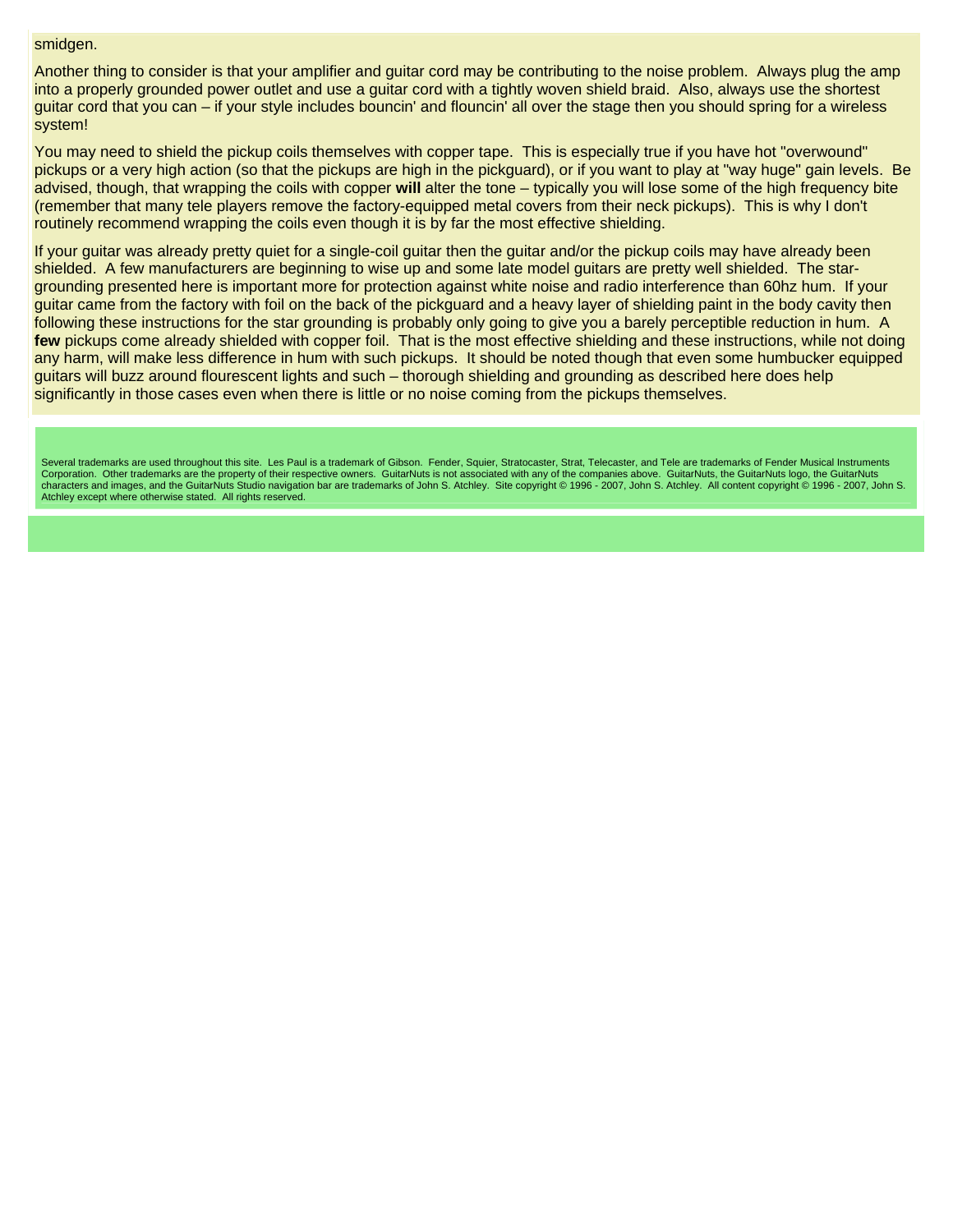smidgen.

Another thing to consider is that your amplifier and guitar cord may be contributing to the noise problem. Always plug the amp into a properly grounded power outlet and use a guitar cord with a tightly woven shield braid. Also, always use the shortest guitar cord that you can – if your style includes bouncin' and flouncin' all over the stage then you should spring for a wireless system!

You may need to shield the pickup coils themselves with copper tape. This is especially true if you have hot "overwound" pickups or a very high action (so that the pickups are high in the pickguard), or if you want to play at "way huge" gain levels. Be advised, though, that wrapping the coils with copper **will** alter the tone – typically you will lose some of the high frequency bite (remember that many tele players remove the factory-equipped metal covers from their neck pickups). This is why I don't routinely recommend wrapping the coils even though it is by far the most effective shielding.

If your guitar was already pretty quiet for a single-coil guitar then the guitar and/or the pickup coils may have already been shielded. A few manufacturers are beginning to wise up and some late model guitars are pretty well shielded. The star-grounding presented here is important more for protection against white noise and radio interference than 60hz hum. If your guitar came from the factory with foil on the back of the pickguard and a heavy layer of shielding paint in the body cavity then following these instructions for the star grounding is probably only going to give you a barely perceptible reduction in hum. A **few** pickups come already shielded with copper foil. That is the most effective shielding and these instructions, while not doing any harm, will make less difference in hum with such pickups. It should be noted though that even some humbucker equipped guitars will buzz around flourescent lights and such – thorough shielding and grounding as described here does help significantly in those cases even when there is little or no noise coming from the pickups themselves.

Several trademarks are used throughout this site. Les Paul is a trademark of Gibson. Fender, Squier, Stratocaster, Strat, Telecaster, and Tele are trademarks of Fender Musical Instruments Corporation. Other trademarks are the property of their respective owners. GuitarNuts is not associated with any of the companies above. GuitarNuts, the GuitarNuts logo, the GuitarNuts characters and images, and the GuitarNuts Studio navigation bar are trademarks of John S. Atchley. Site copyright © 1996 - 2007, John S. Atchley. All content copyright © 1996 - 2007, John S. Atchley except where otherwise stated. All rights reserved.